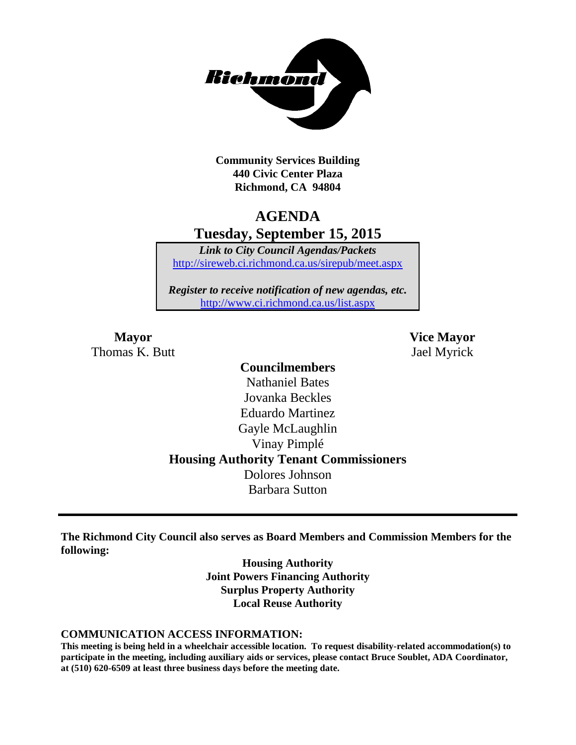**Community Services Building**
**440 Civic Center Plaza**
**Richmond, CA 94804**

# AGENDA
## Tuesday, September 15, 2015

***Link to City Council Agendas/Packets***
http://sireweb.ci.richmond.ca.us/sirepub/meet.aspx

***Register to receive notification of new agendas, etc.***
http://www.ci.richmond.ca.us/list.aspx

**Mayor**
Thomas K. Butt

**Vice Mayor**
Jael Myrick

**Councilmembers**
Nathaniel Bates
Jovanka Beckles
Eduardo Martinez
Gayle McLaughlin
Vinay Pimplé

**Housing Authority Tenant Commissioners**
Dolores Johnson
Barbara Sutton

---

**The Richmond City Council also serves as Board Members and Commission Members for the following:**

**Housing Authority**
**Joint Powers Financing Authority**
**Surplus Property Authority**
**Local Reuse Authority**

**COMMUNICATION ACCESS INFORMATION:**

**This meeting is being held in a wheelchair accessible location. To request disability-related accommodation(s) to participate in the meeting, including auxiliary aids or services, please contact Bruce Soublet, ADA Coordinator, at (510) 620-6509 at least three business days before the meeting date.**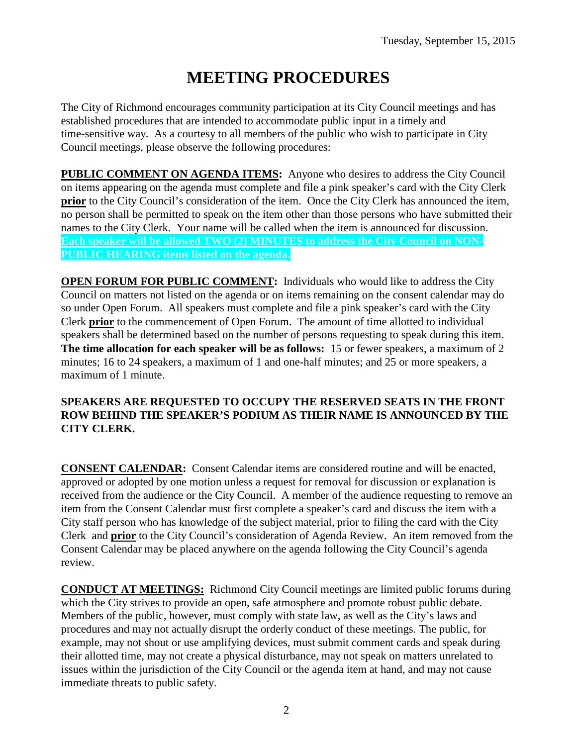Tuesday, September 15, 2015

# MEETING PROCEDURES

The City of Richmond encourages community participation at its City Council meetings and has established procedures that are intended to accommodate public input in a timely and time-sensitive way. As a courtesy to all members of the public who wish to participate in City Council meetings, please observe the following procedures:

**PUBLIC COMMENT ON AGENDA ITEMS:** Anyone who desires to address the City Council on items appearing on the agenda must complete and file a pink speaker's card with the City Clerk **prior** to the City Council's consideration of the item. Once the City Clerk has announced the item, no person shall be permitted to speak on the item other than those persons who have submitted their names to the City Clerk. Your name will be called when the item is announced for discussion. **Each speaker will be allowed TWO (2) MINUTES to address the City Council on NON-PUBLIC HEARING items listed on the agenda.**

**OPEN FORUM FOR PUBLIC COMMENT:** Individuals who would like to address the City Council on matters not listed on the agenda or on items remaining on the consent calendar may do so under Open Forum. All speakers must complete and file a pink speaker's card with the City Clerk **prior** to the commencement of Open Forum. The amount of time allotted to individual speakers shall be determined based on the number of persons requesting to speak during this item. **The time allocation for each speaker will be as follows:** 15 or fewer speakers, a maximum of 2 minutes; 16 to 24 speakers, a maximum of 1 and one-half minutes; and 25 or more speakers, a maximum of 1 minute.

**SPEAKERS ARE REQUESTED TO OCCUPY THE RESERVED SEATS IN THE FRONT ROW BEHIND THE SPEAKER'S PODIUM AS THEIR NAME IS ANNOUNCED BY THE CITY CLERK.**

**CONSENT CALENDAR:** Consent Calendar items are considered routine and will be enacted, approved or adopted by one motion unless a request for removal for discussion or explanation is received from the audience or the City Council. A member of the audience requesting to remove an item from the Consent Calendar must first complete a speaker's card and discuss the item with a City staff person who has knowledge of the subject material, prior to filing the card with the City Clerk and **prior** to the City Council's consideration of Agenda Review. An item removed from the Consent Calendar may be placed anywhere on the agenda following the City Council's agenda review.

**CONDUCT AT MEETINGS:** Richmond City Council meetings are limited public forums during which the City strives to provide an open, safe atmosphere and promote robust public debate. Members of the public, however, must comply with state law, as well as the City's laws and procedures and may not actually disrupt the orderly conduct of these meetings. The public, for example, may not shout or use amplifying devices, must submit comment cards and speak during their allotted time, may not create a physical disturbance, may not speak on matters unrelated to issues within the jurisdiction of the City Council or the agenda item at hand, and may not cause immediate threats to public safety.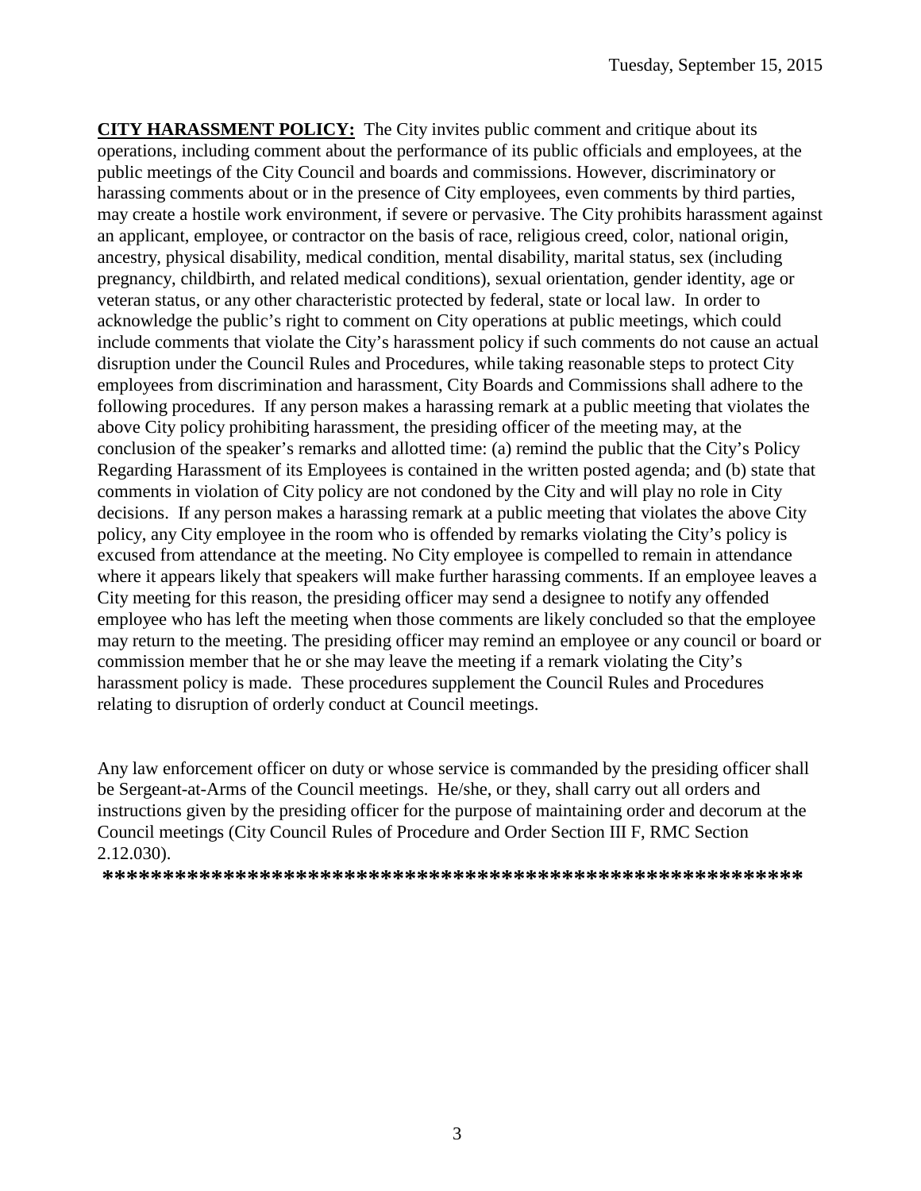**CITY HARASSMENT POLICY:** The City invites public comment and critique about its operations, including comment about the performance of its public officials and employees, at the public meetings of the City Council and boards and commissions. However, discriminatory or harassing comments about or in the presence of City employees, even comments by third parties, may create a hostile work environment, if severe or pervasive. The City prohibits harassment against an applicant, employee, or contractor on the basis of race, religious creed, color, national origin, ancestry, physical disability, medical condition, mental disability, marital status, sex (including pregnancy, childbirth, and related medical conditions), sexual orientation, gender identity, age or veteran status, or any other characteristic protected by federal, state or local law. In order to acknowledge the public's right to comment on City operations at public meetings, which could include comments that violate the City's harassment policy if such comments do not cause an actual disruption under the Council Rules and Procedures, while taking reasonable steps to protect City employees from discrimination and harassment, City Boards and Commissions shall adhere to the following procedures. If any person makes a harassing remark at a public meeting that violates the above City policy prohibiting harassment, the presiding officer of the meeting may, at the conclusion of the speaker's remarks and allotted time: (a) remind the public that the City's Policy Regarding Harassment of its Employees is contained in the written posted agenda; and (b) state that comments in violation of City policy are not condoned by the City and will play no role in City decisions. If any person makes a harassing remark at a public meeting that violates the above City policy, any City employee in the room who is offended by remarks violating the City's policy is excused from attendance at the meeting. No City employee is compelled to remain in attendance where it appears likely that speakers will make further harassing comments. If an employee leaves a City meeting for this reason, the presiding officer may send a designee to notify any offended employee who has left the meeting when those comments are likely concluded so that the employee may return to the meeting. The presiding officer may remind an employee or any council or board or commission member that he or she may leave the meeting if a remark violating the City's harassment policy is made. These procedures supplement the Council Rules and Procedures relating to disruption of orderly conduct at Council meetings.

Any law enforcement officer on duty or whose service is commanded by the presiding officer shall be Sergeant-at-Arms of the Council meetings. He/she, or they, shall carry out all orders and instructions given by the presiding officer for the purpose of maintaining order and decorum at the Council meetings (City Council Rules of Procedure and Order Section III F, RMC Section 2.12.030).

**\*\*\*\*\*\*\*\*\*\*\*\*\*\*\*\*\*\*\*\*\*\*\*\*\*\*\*\*\*\*\*\*\*\*\*\*\*\*\*\*\*\*\*\*\*\*\*\*\*\*\*\*\*\*\*\*\*\*\*\***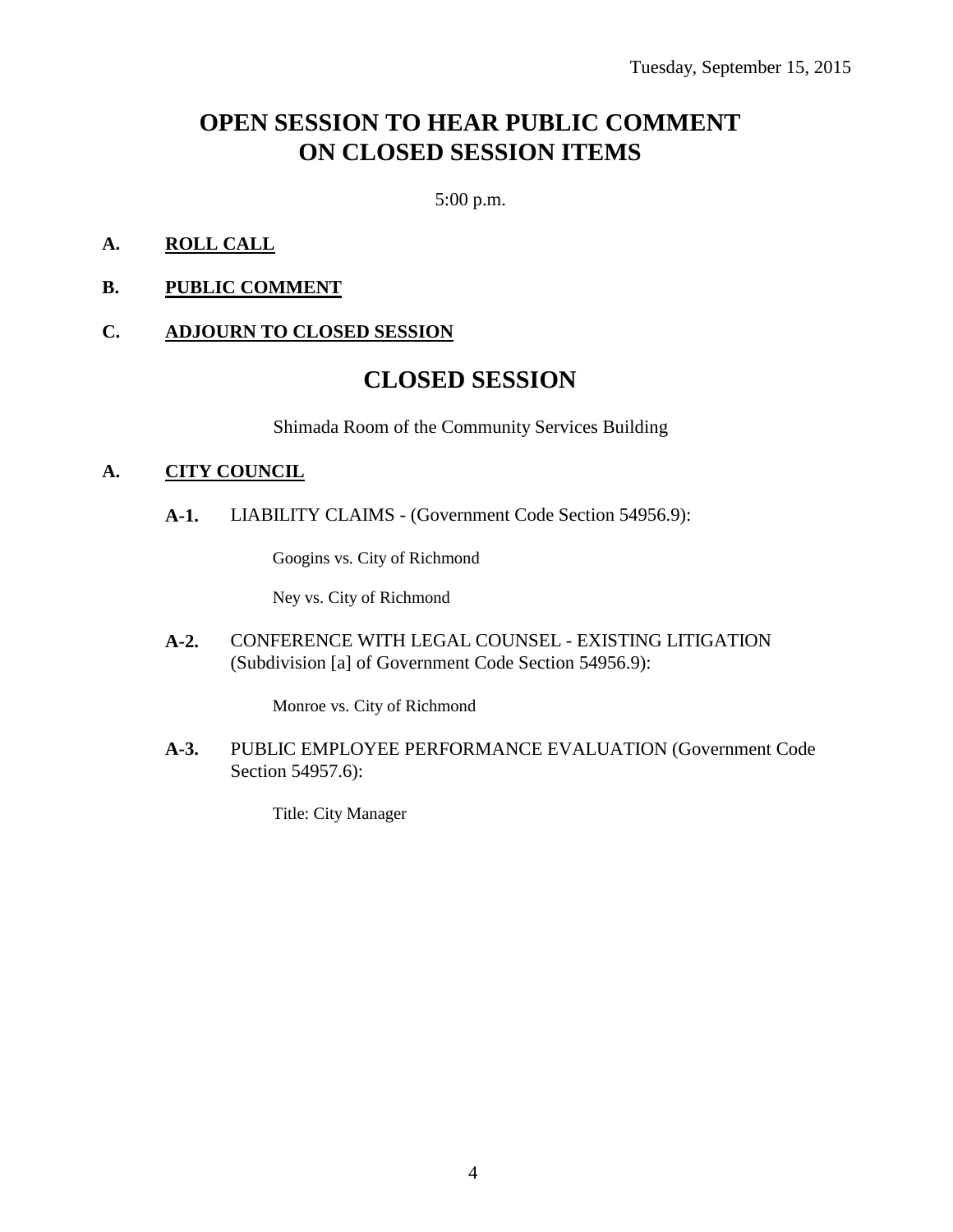Tuesday, September 15, 2015

# OPEN SESSION TO HEAR PUBLIC COMMENT ON CLOSED SESSION ITEMS

5:00 p.m.

**A. ROLL CALL**

**B. PUBLIC COMMENT**

**C. ADJOURN TO CLOSED SESSION**

# CLOSED SESSION

Shimada Room of the Community Services Building

**A. CITY COUNCIL**

**A-1.** LIABILITY CLAIMS - (Government Code Section 54956.9):

Googins vs. City of Richmond

Ney vs. City of Richmond

**A-2.** CONFERENCE WITH LEGAL COUNSEL - EXISTING LITIGATION (Subdivision [a] of Government Code Section 54956.9):

Monroe vs. City of Richmond

**A-3.** PUBLIC EMPLOYEE PERFORMANCE EVALUATION (Government Code Section 54957.6):

Title: City Manager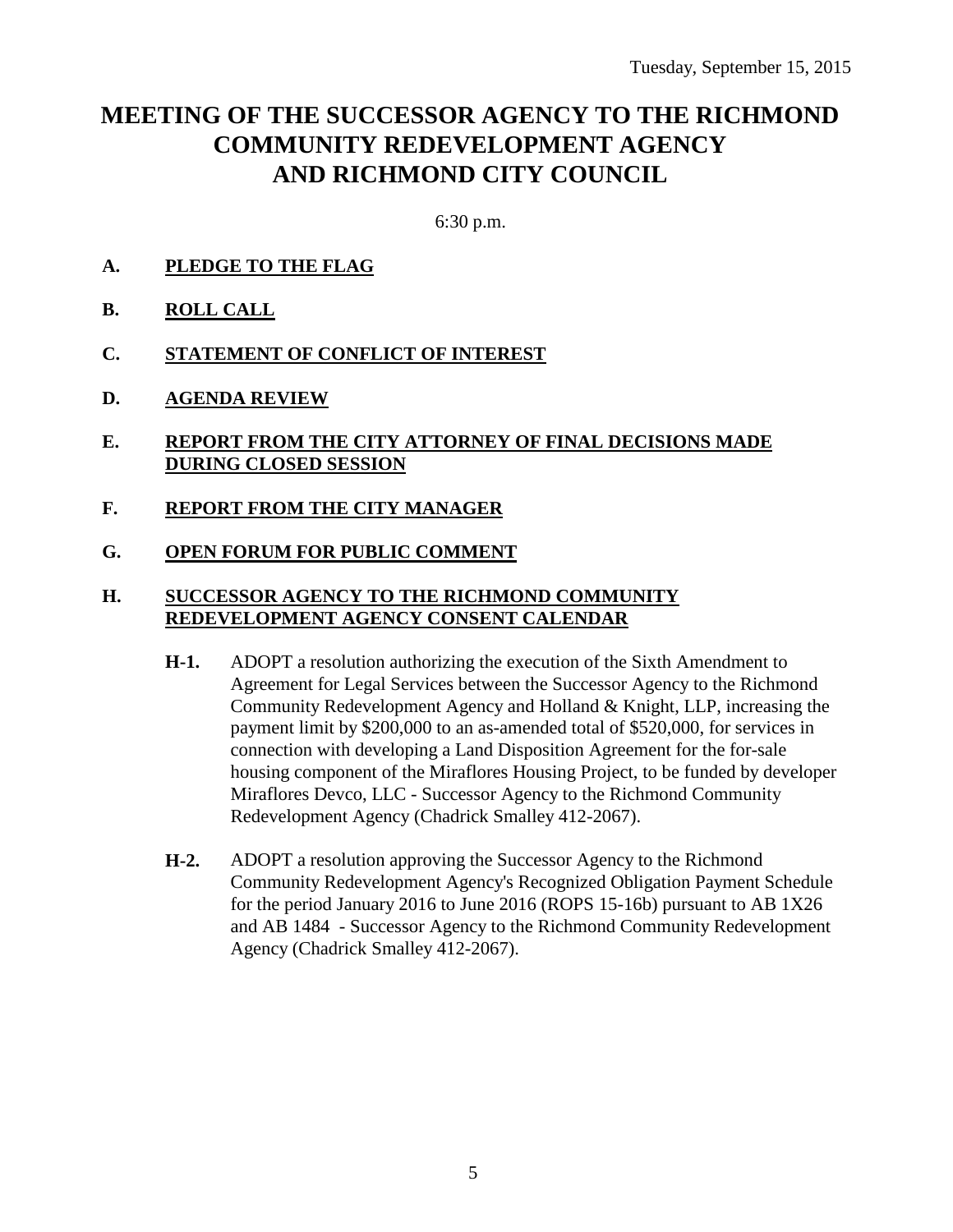Tuesday, September 15, 2015

# MEETING OF THE SUCCESSOR AGENCY TO THE RICHMOND COMMUNITY REDEVELOPMENT AGENCY AND RICHMOND CITY COUNCIL

6:30 p.m.

**A. PLEDGE TO THE FLAG**

**B. ROLL CALL**

**C. STATEMENT OF CONFLICT OF INTEREST**

**D. AGENDA REVIEW**

**E. REPORT FROM THE CITY ATTORNEY OF FINAL DECISIONS MADE DURING CLOSED SESSION**

**F. REPORT FROM THE CITY MANAGER**

**G. OPEN FORUM FOR PUBLIC COMMENT**

**H. SUCCESSOR AGENCY TO THE RICHMOND COMMUNITY REDEVELOPMENT AGENCY CONSENT CALENDAR**

**H-1.** ADOPT a resolution authorizing the execution of the Sixth Amendment to Agreement for Legal Services between the Successor Agency to the Richmond Community Redevelopment Agency and Holland & Knight, LLP, increasing the payment limit by $200,000 to an as-amended total of $520,000, for services in connection with developing a Land Disposition Agreement for the for-sale housing component of the Miraflores Housing Project, to be funded by developer Miraflores Devco, LLC - Successor Agency to the Richmond Community Redevelopment Agency (Chadrick Smalley 412-2067).

**H-2.** ADOPT a resolution approving the Successor Agency to the Richmond Community Redevelopment Agency's Recognized Obligation Payment Schedule for the period January 2016 to June 2016 (ROPS 15-16b) pursuant to AB 1X26 and AB 1484 - Successor Agency to the Richmond Community Redevelopment Agency (Chadrick Smalley 412-2067).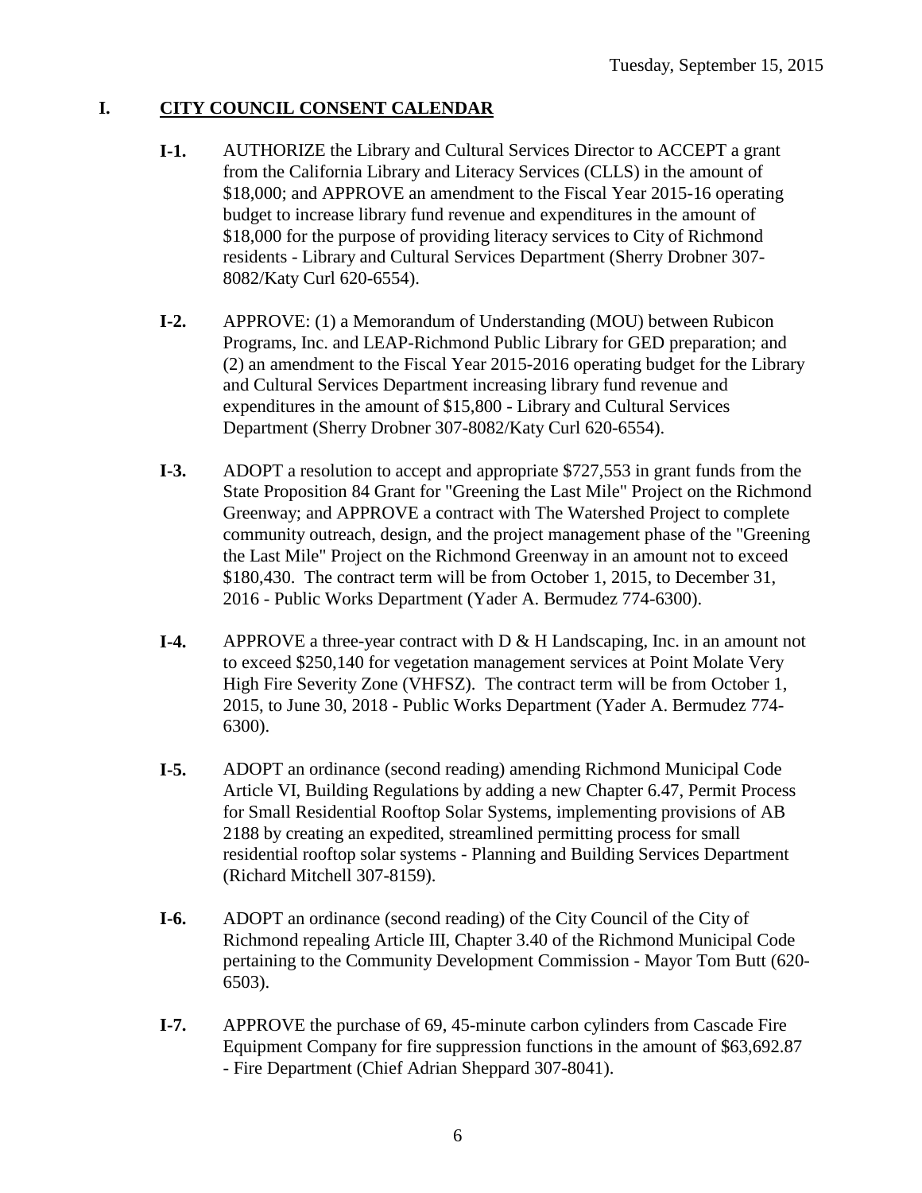Tuesday, September 15, 2015

## I. CITY COUNCIL CONSENT CALENDAR

**I-1.** AUTHORIZE the Library and Cultural Services Director to ACCEPT a grant from the California Library and Literacy Services (CLLS) in the amount of $18,000; and APPROVE an amendment to the Fiscal Year 2015-16 operating budget to increase library fund revenue and expenditures in the amount of $18,000 for the purpose of providing literacy services to City of Richmond residents - Library and Cultural Services Department (Sherry Drobner 307-8082/Katy Curl 620-6554).

**I-2.** APPROVE: (1) a Memorandum of Understanding (MOU) between Rubicon Programs, Inc. and LEAP-Richmond Public Library for GED preparation; and (2) an amendment to the Fiscal Year 2015-2016 operating budget for the Library and Cultural Services Department increasing library fund revenue and expenditures in the amount of $15,800 - Library and Cultural Services Department (Sherry Drobner 307-8082/Katy Curl 620-6554).

**I-3.** ADOPT a resolution to accept and appropriate $727,553 in grant funds from the State Proposition 84 Grant for "Greening the Last Mile" Project on the Richmond Greenway; and APPROVE a contract with The Watershed Project to complete community outreach, design, and the project management phase of the "Greening the Last Mile" Project on the Richmond Greenway in an amount not to exceed $180,430. The contract term will be from October 1, 2015, to December 31, 2016 - Public Works Department (Yader A. Bermudez 774-6300).

**I-4.** APPROVE a three-year contract with D & H Landscaping, Inc. in an amount not to exceed $250,140 for vegetation management services at Point Molate Very High Fire Severity Zone (VHFSZ). The contract term will be from October 1, 2015, to June 30, 2018 - Public Works Department (Yader A. Bermudez 774-6300).

**I-5.** ADOPT an ordinance (second reading) amending Richmond Municipal Code Article VI, Building Regulations by adding a new Chapter 6.47, Permit Process for Small Residential Rooftop Solar Systems, implementing provisions of AB 2188 by creating an expedited, streamlined permitting process for small residential rooftop solar systems - Planning and Building Services Department (Richard Mitchell 307-8159).

**I-6.** ADOPT an ordinance (second reading) of the City Council of the City of Richmond repealing Article III, Chapter 3.40 of the Richmond Municipal Code pertaining to the Community Development Commission - Mayor Tom Butt (620-6503).

**I-7.** APPROVE the purchase of 69, 45-minute carbon cylinders from Cascade Fire Equipment Company for fire suppression functions in the amount of $63,692.87 - Fire Department (Chief Adrian Sheppard 307-8041).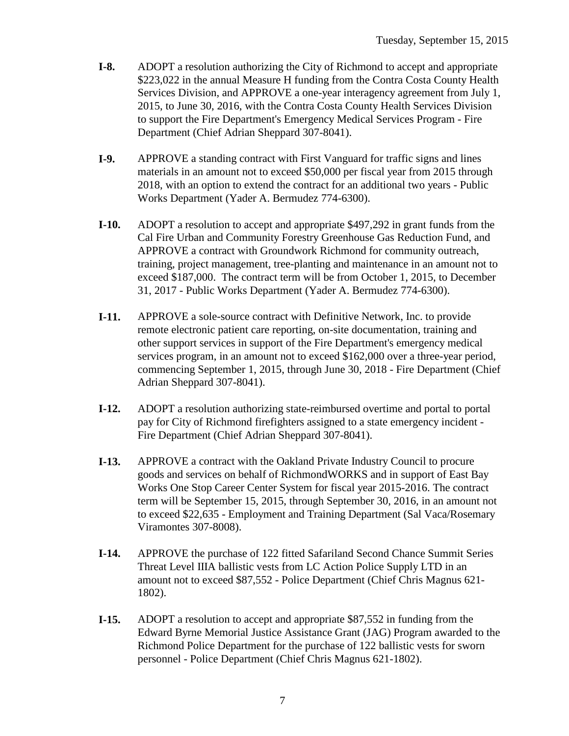**I-8.** ADOPT a resolution authorizing the City of Richmond to accept and appropriate $223,022 in the annual Measure H funding from the Contra Costa County Health Services Division, and APPROVE a one-year interagency agreement from July 1, 2015, to June 30, 2016, with the Contra Costa County Health Services Division to support the Fire Department's Emergency Medical Services Program - Fire Department (Chief Adrian Sheppard 307-8041).

**I-9.** APPROVE a standing contract with First Vanguard for traffic signs and lines materials in an amount not to exceed $50,000 per fiscal year from 2015 through 2018, with an option to extend the contract for an additional two years - Public Works Department (Yader A. Bermudez 774-6300).

**I-10.** ADOPT a resolution to accept and appropriate $497,292 in grant funds from the Cal Fire Urban and Community Forestry Greenhouse Gas Reduction Fund, and APPROVE a contract with Groundwork Richmond for community outreach, training, project management, tree-planting and maintenance in an amount not to exceed $187,000. The contract term will be from October 1, 2015, to December 31, 2017 - Public Works Department (Yader A. Bermudez 774-6300).

**I-11.** APPROVE a sole-source contract with Definitive Network, Inc. to provide remote electronic patient care reporting, on-site documentation, training and other support services in support of the Fire Department's emergency medical services program, in an amount not to exceed $162,000 over a three-year period, commencing September 1, 2015, through June 30, 2018 - Fire Department (Chief Adrian Sheppard 307-8041).

**I-12.** ADOPT a resolution authorizing state-reimbursed overtime and portal to portal pay for City of Richmond firefighters assigned to a state emergency incident - Fire Department (Chief Adrian Sheppard 307-8041).

**I-13.** APPROVE a contract with the Oakland Private Industry Council to procure goods and services on behalf of RichmondWORKS and in support of East Bay Works One Stop Career Center System for fiscal year 2015-2016. The contract term will be September 15, 2015, through September 30, 2016, in an amount not to exceed $22,635 - Employment and Training Department (Sal Vaca/Rosemary Viramontes 307-8008).

**I-14.** APPROVE the purchase of 122 fitted Safariland Second Chance Summit Series Threat Level IIIA ballistic vests from LC Action Police Supply LTD in an amount not to exceed $87,552 - Police Department (Chief Chris Magnus 621-1802).

**I-15.** ADOPT a resolution to accept and appropriate $87,552 in funding from the Edward Byrne Memorial Justice Assistance Grant (JAG) Program awarded to the Richmond Police Department for the purchase of 122 ballistic vests for sworn personnel - Police Department (Chief Chris Magnus 621-1802).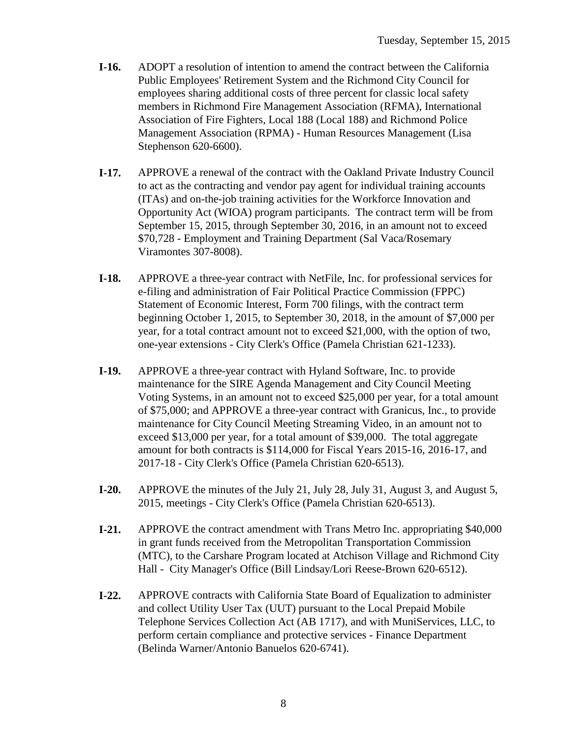**I-16.** ADOPT a resolution of intention to amend the contract between the California Public Employees' Retirement System and the Richmond City Council for employees sharing additional costs of three percent for classic local safety members in Richmond Fire Management Association (RFMA), International Association of Fire Fighters, Local 188 (Local 188) and Richmond Police Management Association (RPMA) - Human Resources Management (Lisa Stephenson 620-6600).

**I-17.** APPROVE a renewal of the contract with the Oakland Private Industry Council to act as the contracting and vendor pay agent for individual training accounts (ITAs) and on-the-job training activities for the Workforce Innovation and Opportunity Act (WIOA) program participants. The contract term will be from September 15, 2015, through September 30, 2016, in an amount not to exceed $70,728 - Employment and Training Department (Sal Vaca/Rosemary Viramontes 307-8008).

**I-18.** APPROVE a three-year contract with NetFile, Inc. for professional services for e-filing and administration of Fair Political Practice Commission (FPPC) Statement of Economic Interest, Form 700 filings, with the contract term beginning October 1, 2015, to September 30, 2018, in the amount of $7,000 per year, for a total contract amount not to exceed $21,000, with the option of two, one-year extensions - City Clerk's Office (Pamela Christian 621-1233).

**I-19.** APPROVE a three-year contract with Hyland Software, Inc. to provide maintenance for the SIRE Agenda Management and City Council Meeting Voting Systems, in an amount not to exceed $25,000 per year, for a total amount of $75,000; and APPROVE a three-year contract with Granicus, Inc., to provide maintenance for City Council Meeting Streaming Video, in an amount not to exceed $13,000 per year, for a total amount of $39,000. The total aggregate amount for both contracts is $114,000 for Fiscal Years 2015-16, 2016-17, and 2017-18 - City Clerk's Office (Pamela Christian 620-6513).

**I-20.** APPROVE the minutes of the July 21, July 28, July 31, August 3, and August 5, 2015, meetings - City Clerk's Office (Pamela Christian 620-6513).

**I-21.** APPROVE the contract amendment with Trans Metro Inc. appropriating $40,000 in grant funds received from the Metropolitan Transportation Commission (MTC), to the Carshare Program located at Atchison Village and Richmond City Hall - City Manager's Office (Bill Lindsay/Lori Reese-Brown 620-6512).

**I-22.** APPROVE contracts with California State Board of Equalization to administer and collect Utility User Tax (UUT) pursuant to the Local Prepaid Mobile Telephone Services Collection Act (AB 1717), and with MuniServices, LLC, to perform certain compliance and protective services - Finance Department (Belinda Warner/Antonio Banuelos 620-6741).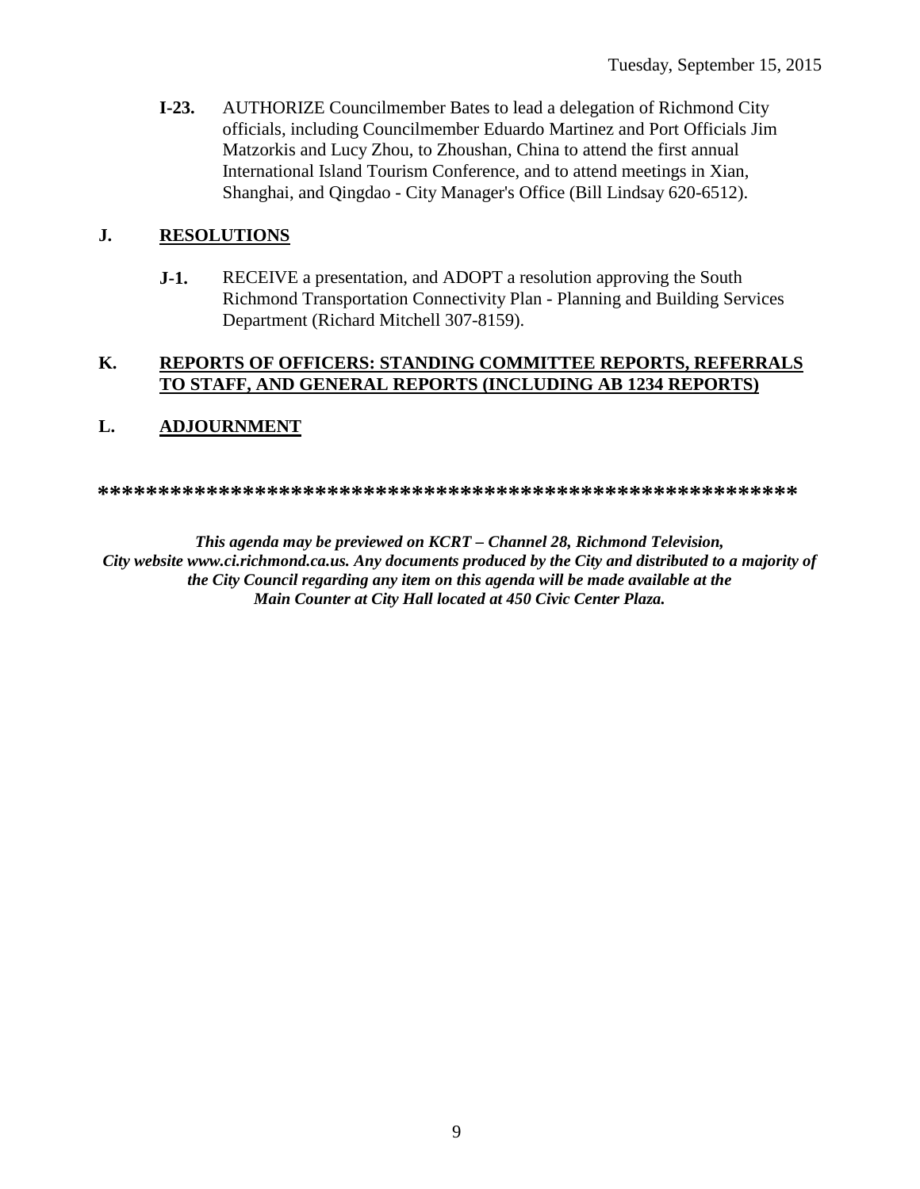**I-23.** AUTHORIZE Councilmember Bates to lead a delegation of Richmond City officials, including Councilmember Eduardo Martinez and Port Officials Jim Matzorkis and Lucy Zhou, to Zhoushan, China to attend the first annual International Island Tourism Conference, and to attend meetings in Xian, Shanghai, and Qingdao - City Manager's Office (Bill Lindsay 620-6512).

## J. RESOLUTIONS

**J-1.** RECEIVE a presentation, and ADOPT a resolution approving the South Richmond Transportation Connectivity Plan - Planning and Building Services Department (Richard Mitchell 307-8159).

## K. REPORTS OF OFFICERS: STANDING COMMITTEE REPORTS, REFERRALS TO STAFF, AND GENERAL REPORTS (INCLUDING AB 1234 REPORTS)

## L. ADJOURNMENT

**\*\*\*\*\*\*\*\*\*\*\*\*\*\*\*\*\*\*\*\*\*\*\*\*\*\*\*\*\*\*\*\*\*\*\*\*\*\*\*\*\*\*\*\*\*\*\*\*\*\*\*\*\*\*\*\*\*\*\*\***

***This agenda may be previewed on KCRT – Channel 28, Richmond Television, City website www.ci.richmond.ca.us. Any documents produced by the City and distributed to a majority of the City Council regarding any item on this agenda will be made available at the Main Counter at City Hall located at 450 Civic Center Plaza.***